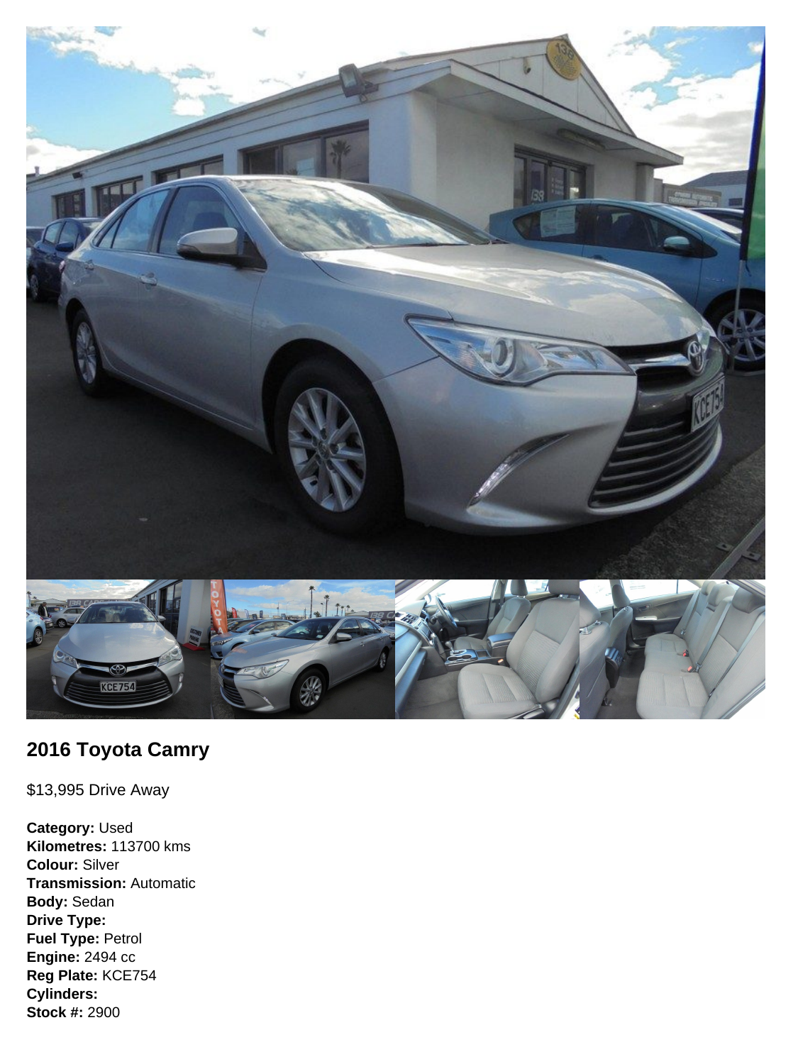## 2016 Toyota Camry

$13,995 Drive Away

**Category:** Used
**Kilometres:** 113700 kms
**Colour:** Silver
**Transmission:** Automatic
**Body:** Sedan
**Drive Type:**
**Fuel Type:** Petrol
**Engine:** 2494 cc
**Reg Plate:** KCE754
**Cylinders:**
**Stock #:** 2900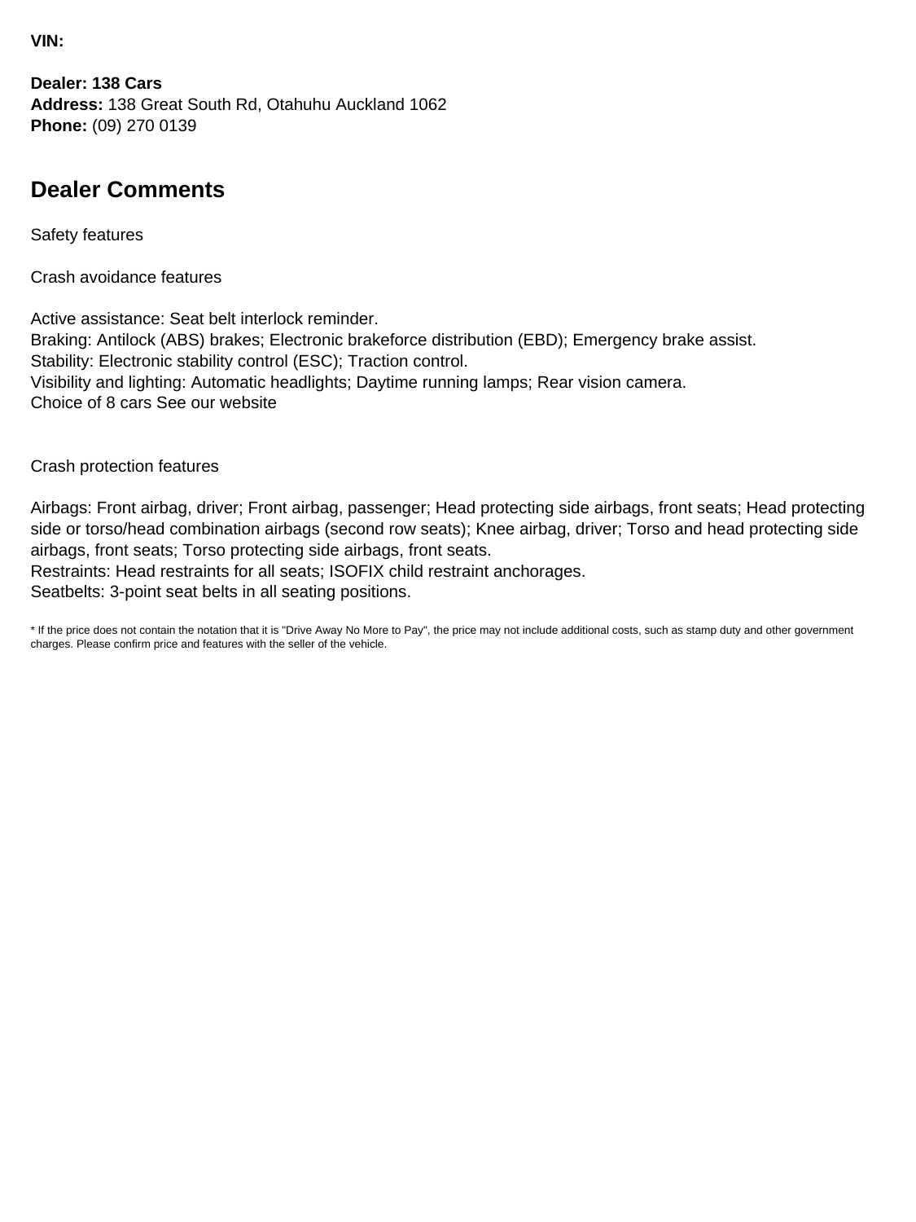**VIN:**

**Dealer: 138 Cars**
**Address:** 138 Great South Rd, Otahuhu Auckland 1062
**Phone:** (09) 270 0139

## Dealer Comments

Safety features

Crash avoidance features

Active assistance: Seat belt interlock reminder.
Braking: Antilock (ABS) brakes; Electronic brakeforce distribution (EBD); Emergency brake assist.
Stability: Electronic stability control (ESC); Traction control.
Visibility and lighting: Automatic headlights; Daytime running lamps; Rear vision camera.
Choice of 8 cars See our website

Crash protection features

Airbags: Front airbag, driver; Front airbag, passenger; Head protecting side airbags, front seats; Head protecting side or torso/head combination airbags (second row seats); Knee airbag, driver; Torso and head protecting side airbags, front seats; Torso protecting side airbags, front seats.
Restraints: Head restraints for all seats; ISOFIX child restraint anchorages.
Seatbelts: 3-point seat belts in all seating positions.

* If the price does not contain the notation that it is "Drive Away No More to Pay", the price may not include additional costs, such as stamp duty and other government charges. Please confirm price and features with the seller of the vehicle.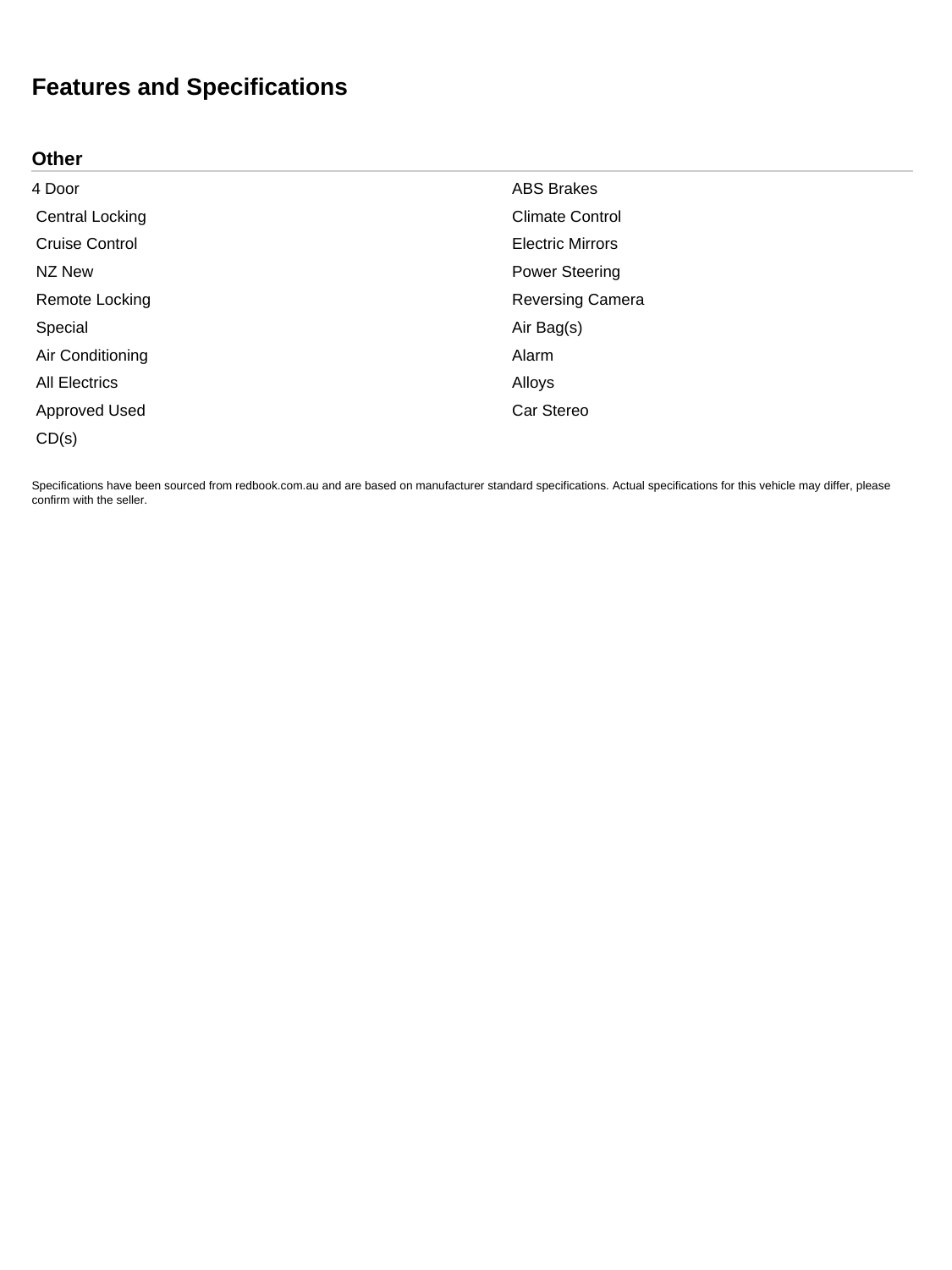# Features and Specifications

## Other

| | |
|---|---|
| 4 Door | ABS Brakes |
| Central Locking | Climate Control |
| Cruise Control | Electric Mirrors |
| NZ New | Power Steering |
| Remote Locking | Reversing Camera |
| Special | Air Bag(s) |
| Air Conditioning | Alarm |
| All Electrics | Alloys |
| Approved Used | Car Stereo |
| CD(s) | |

Specifications have been sourced from redbook.com.au and are based on manufacturer standard specifications. Actual specifications for this vehicle may differ, please confirm with the seller.